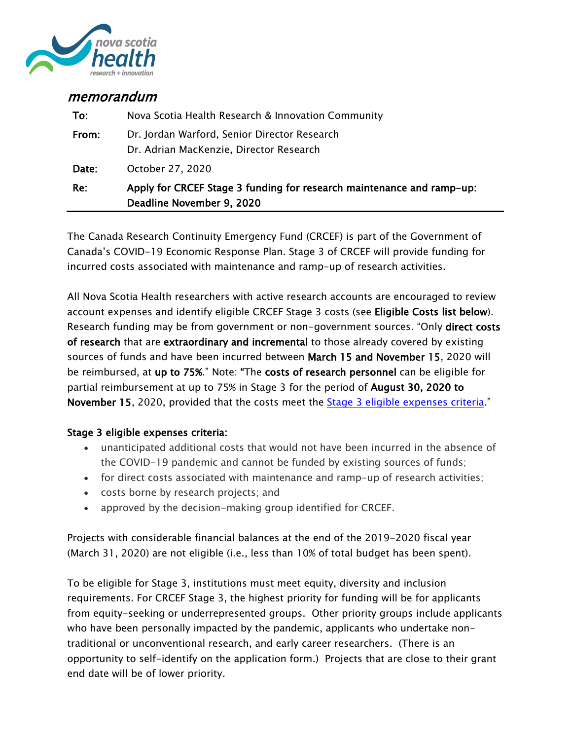*memorandum*

| | |
|---|---|
| **To:** | Nova Scotia Health Research & Innovation Community |
| **From:** | Dr. Jordan Warford, Senior Director Research<br>Dr. Adrian MacKenzie, Director Research |
| **Date:** | October 27, 2020 |
| **Re:** | **Apply for CRCEF Stage 3 funding for research maintenance and ramp-up: Deadline November 9, 2020** |

The Canada Research Continuity Emergency Fund (CRCEF) is part of the Government of Canada's COVID-19 Economic Response Plan. Stage 3 of CRCEF will provide funding for incurred costs associated with maintenance and ramp-up of research activities.

All Nova Scotia Health researchers with active research accounts are encouraged to review account expenses and identify eligible CRCEF Stage 3 costs (see **Eligible Costs list below**). Research funding may be from government or non-government sources. "Only **direct costs of research** that are **extraordinary and incremental** to those already covered by existing sources of funds and have been incurred between **March 15 and November 15**, 2020 will be reimbursed, at **up to 75%**." Note: **"**The **costs of research personnel** can be eligible for partial reimbursement at up to 75% in Stage 3 for the period of **August 30, 2020 to November 15**, 2020, provided that the costs meet the [Stage 3 eligible expenses criteria](#)."

**Stage 3 eligible expenses criteria:**

- unanticipated additional costs that would not have been incurred in the absence of the COVID-19 pandemic and cannot be funded by existing sources of funds;
- for direct costs associated with maintenance and ramp-up of research activities;
- costs borne by research projects; and
- approved by the decision-making group identified for CRCEF.

Projects with considerable financial balances at the end of the 2019-2020 fiscal year (March 31, 2020) are not eligible (i.e., less than 10% of total budget has been spent).

To be eligible for Stage 3, institutions must meet equity, diversity and inclusion requirements. For CRCEF Stage 3, the highest priority for funding will be for applicants from equity-seeking or underrepresented groups. Other priority groups include applicants who have been personally impacted by the pandemic, applicants who undertake non-traditional or unconventional research, and early career researchers. (There is an opportunity to self-identify on the application form.) Projects that are close to their grant end date will be of lower priority.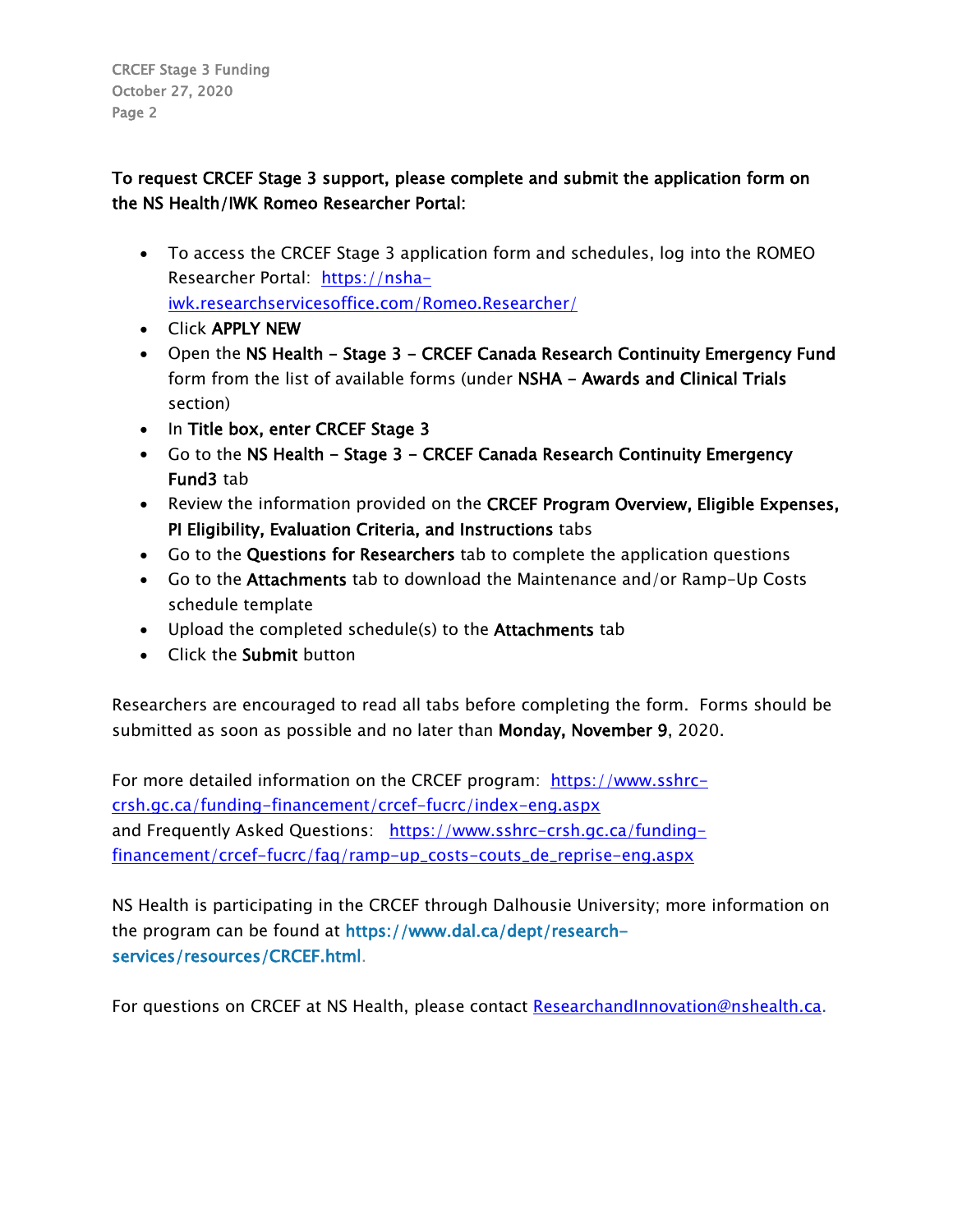**To request CRCEF Stage 3 support, please complete and submit the application form on the NS Health/IWK Romeo Researcher Portal:**

- To access the CRCEF Stage 3 application form and schedules, log into the ROMEO Researcher Portal: https://nsha-iwk.researchservicesoffice.com/Romeo.Researcher/
- Click **APPLY NEW**
- Open the **NS Health – Stage 3 – CRCEF Canada Research Continuity Emergency Fund** form from the list of available forms (under **NSHA – Awards and Clinical Trials** section)
- In **Title box, enter CRCEF Stage 3**
- Go to the **NS Health – Stage 3 – CRCEF Canada Research Continuity Emergency Fund3** tab
- Review the information provided on the **CRCEF Program Overview, Eligible Expenses, PI Eligibility, Evaluation Criteria, and Instructions** tabs
- Go to the **Questions for Researchers** tab to complete the application questions
- Go to the **Attachments** tab to download the Maintenance and/or Ramp-Up Costs schedule template
- Upload the completed schedule(s) to the **Attachments** tab
- Click the **Submit** button

Researchers are encouraged to read all tabs before completing the form. Forms should be submitted as soon as possible and no later than **Monday, November 9**, 2020.

For more detailed information on the CRCEF program: https://www.sshrc-crsh.gc.ca/funding-financement/crcef-fucrc/index-eng.aspx
and Frequently Asked Questions: https://www.sshrc-crsh.gc.ca/funding-financement/crcef-fucrc/faq/ramp-up_costs-couts_de_reprise-eng.aspx

NS Health is participating in the CRCEF through Dalhousie University; more information on the program can be found at **https://www.dal.ca/dept/research-services/resources/CRCEF.html**.

For questions on CRCEF at NS Health, please contact ResearchandInnovation@nshealth.ca.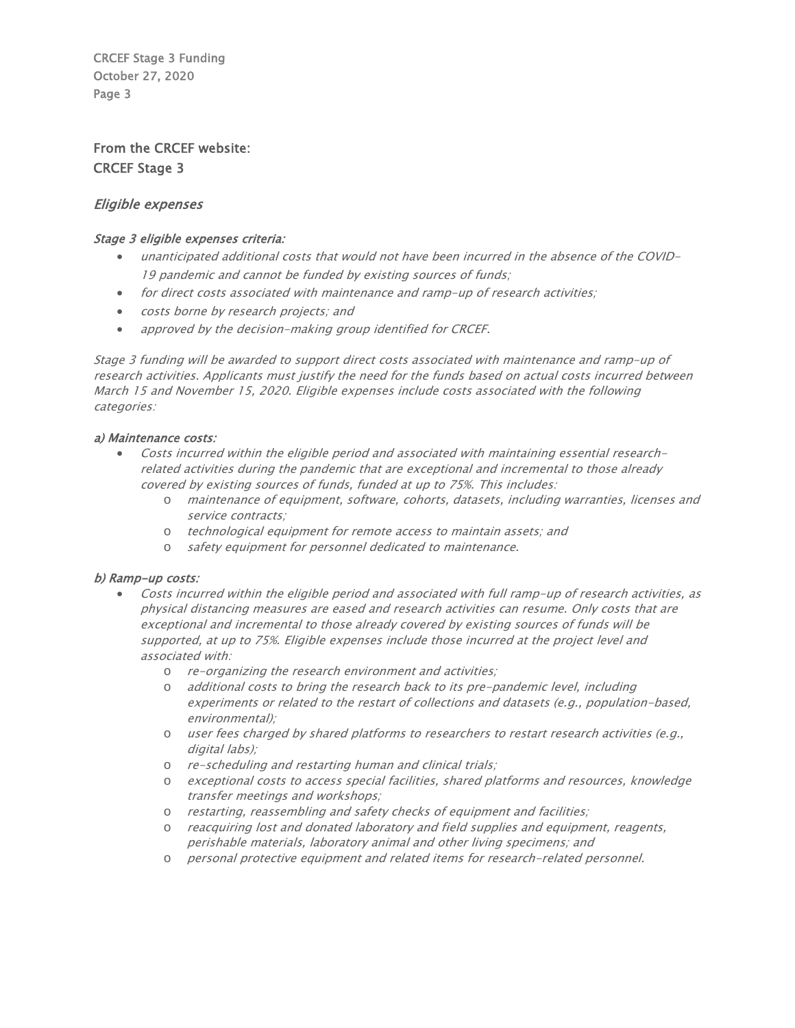## From the CRCEF website:
## CRCEF Stage 3

### *Eligible expenses*

***Stage 3 eligible expenses criteria:***

- *unanticipated additional costs that would not have been incurred in the absence of the COVID-19 pandemic and cannot be funded by existing sources of funds;*
- *for direct costs associated with maintenance and ramp-up of research activities;*
- *costs borne by research projects; and*
- *approved by the decision-making group identified for CRCEF.*

*Stage 3 funding will be awarded to support direct costs associated with maintenance and ramp-up of research activities. Applicants must justify the need for the funds based on actual costs incurred between March 15 and November 15, 2020. Eligible expenses include costs associated with the following categories:*

***a) Maintenance costs:***

- *Costs incurred within the eligible period and associated with maintaining essential research-related activities during the pandemic that are exceptional and incremental to those already covered by existing sources of funds, funded at up to 75%. This includes:*
  - *maintenance of equipment, software, cohorts, datasets, including warranties, licenses and service contracts;*
  - *technological equipment for remote access to maintain assets; and*
  - *safety equipment for personnel dedicated to maintenance.*

***b) Ramp-up costs:***

- *Costs incurred within the eligible period and associated with full ramp-up of research activities, as physical distancing measures are eased and research activities can resume. Only costs that are exceptional and incremental to those already covered by existing sources of funds will be supported, at up to 75%. Eligible expenses include those incurred at the project level and associated with:*
  - *re-organizing the research environment and activities;*
  - *additional costs to bring the research back to its pre-pandemic level, including experiments or related to the restart of collections and datasets (e.g., population-based, environmental);*
  - *user fees charged by shared platforms to researchers to restart research activities (e.g., digital labs);*
  - *re-scheduling and restarting human and clinical trials;*
  - *exceptional costs to access special facilities, shared platforms and resources, knowledge transfer meetings and workshops;*
  - *restarting, reassembling and safety checks of equipment and facilities;*
  - *reacquiring lost and donated laboratory and field supplies and equipment, reagents, perishable materials, laboratory animal and other living specimens; and*
  - *personal protective equipment and related items for research-related personnel.*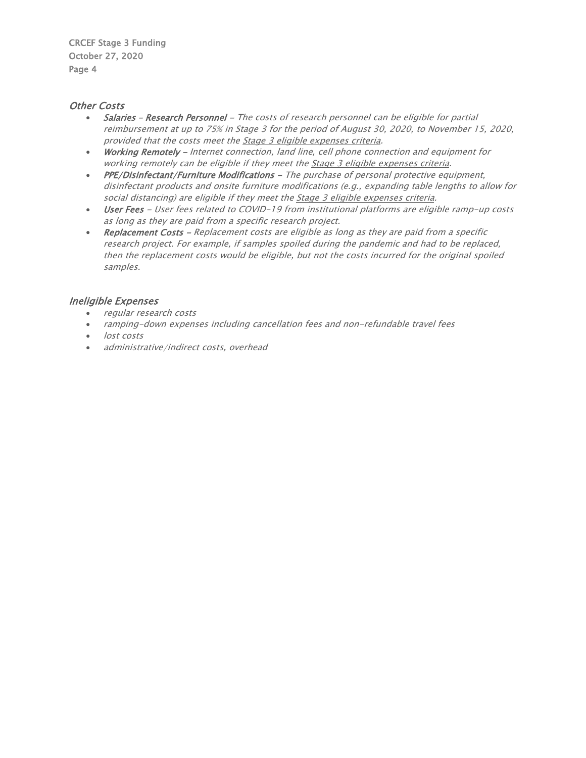## *Other Costs*

- ***Salaries – Research Personnel*** – *The costs of research personnel can be eligible for partial reimbursement at up to 75% in Stage 3 for the period of August 30, 2020, to November 15, 2020, provided that the costs meet the Stage 3 eligible expenses criteria.*
- ***Working Remotely*** – *Internet connection, land line, cell phone connection and equipment for working remotely can be eligible if they meet the Stage 3 eligible expenses criteria.*
- ***PPE/Disinfectant/Furniture Modifications*** – *The purchase of personal protective equipment, disinfectant products and onsite furniture modifications (e.g., expanding table lengths to allow for social distancing) are eligible if they meet the Stage 3 eligible expenses criteria.*
- ***User Fees*** – *User fees related to COVID-19 from institutional platforms are eligible ramp-up costs as long as they are paid from a specific research project.*
- ***Replacement Costs*** – *Replacement costs are eligible as long as they are paid from a specific research project. For example, if samples spoiled during the pandemic and had to be replaced, then the replacement costs would be eligible, but not the costs incurred for the original spoiled samples.*

## *Ineligible Expenses*

- *regular research costs*
- *ramping-down expenses including cancellation fees and non-refundable travel fees*
- *lost costs*
- *administrative/indirect costs, overhead*